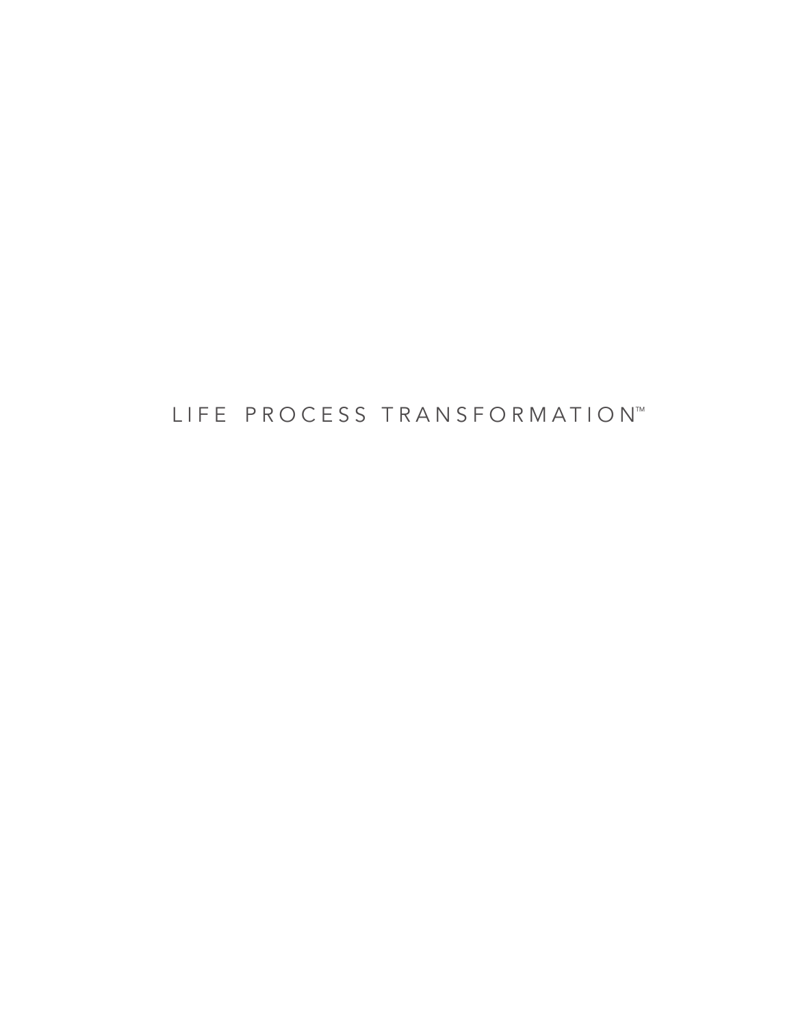# LIFE PROCESS TRANSFORMATION™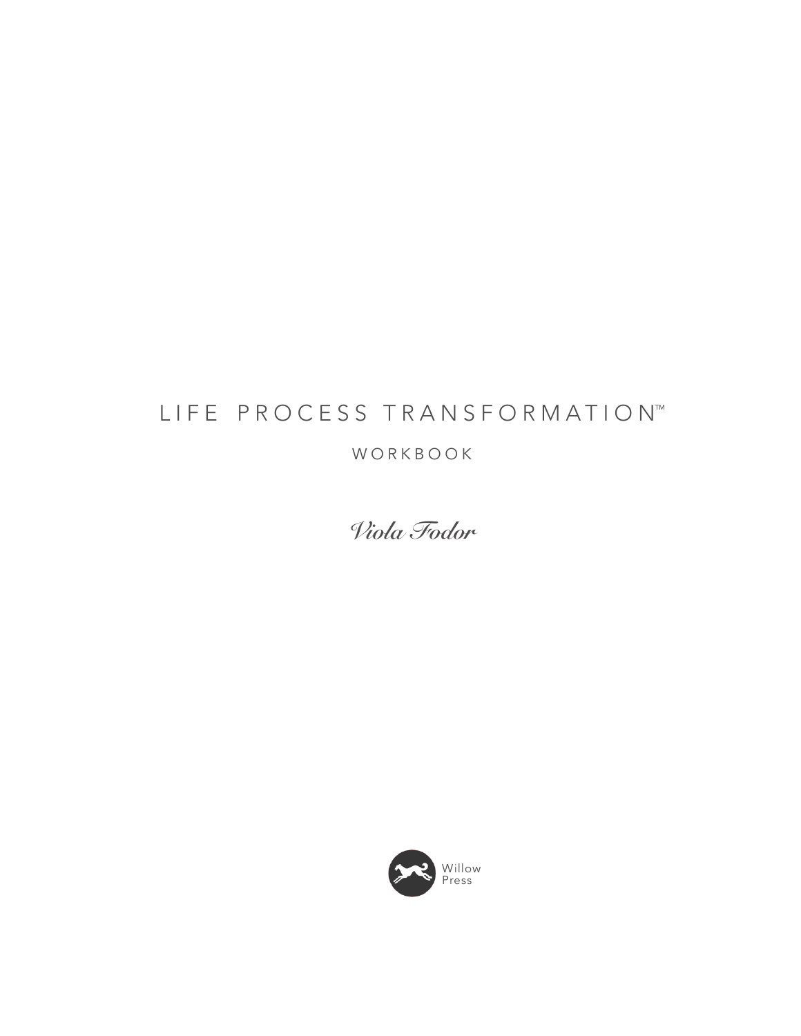# LIFE PROCESS TRANSFORMATION™

## WORKBOOK

*Viola Fodor*

Willow Press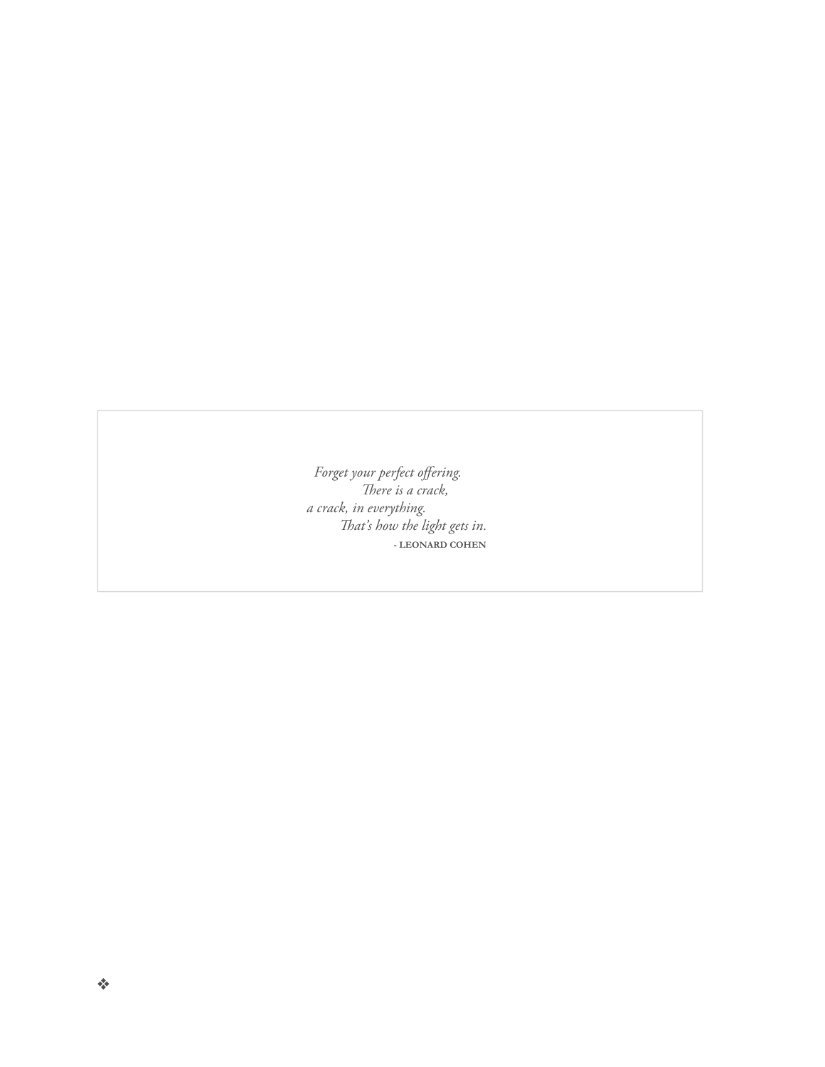*Forget your perfect offering.*
*There is a crack,*
*a crack, in everything.*
*That's how the light gets in.*

**- LEONARD COHEN**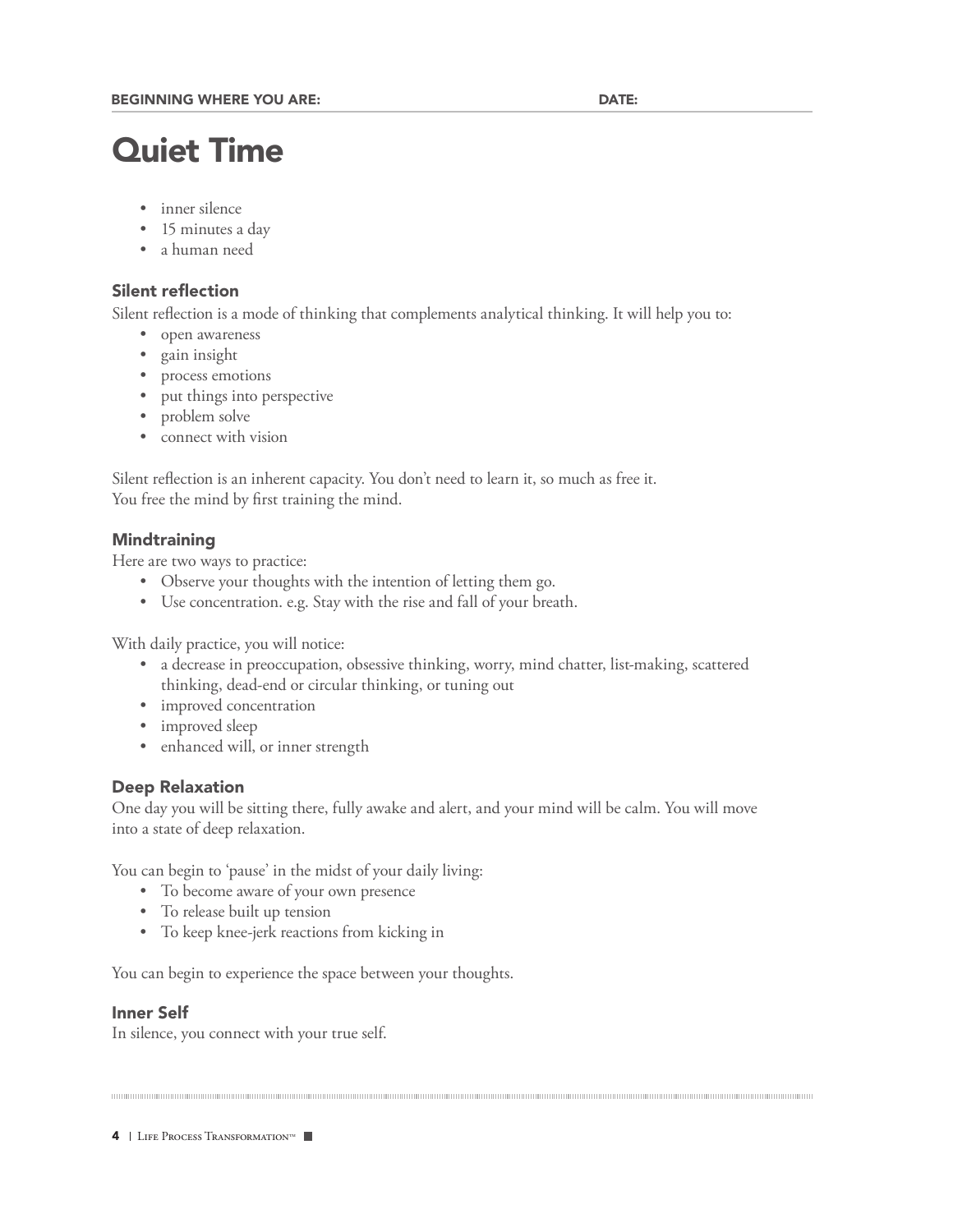BEGINNING WHERE YOU ARE: DATE:

# Quiet Time

- inner silence
- 15 minutes a day
- a human need

### Silent reflection

Silent reflection is a mode of thinking that complements analytical thinking. It will help you to:

- open awareness
- gain insight
- process emotions
- put things into perspective
- problem solve
- connect with vision

Silent reflection is an inherent capacity. You don't need to learn it, so much as free it.
You free the mind by first training the mind.

### Mindtraining

Here are two ways to practice:

- Observe your thoughts with the intention of letting them go.
- Use concentration. e.g. Stay with the rise and fall of your breath.

With daily practice, you will notice:

- a decrease in preoccupation, obsessive thinking, worry, mind chatter, list-making, scattered thinking, dead-end or circular thinking, or tuning out
- improved concentration
- improved sleep
- enhanced will, or inner strength

### Deep Relaxation

One day you will be sitting there, fully awake and alert, and your mind will be calm. You will move into a state of deep relaxation.

You can begin to 'pause' in the midst of your daily living:

- To become aware of your own presence
- To release built up tension
- To keep knee-jerk reactions from kicking in

You can begin to experience the space between your thoughts.

### Inner Self

In silence, you connect with your true self.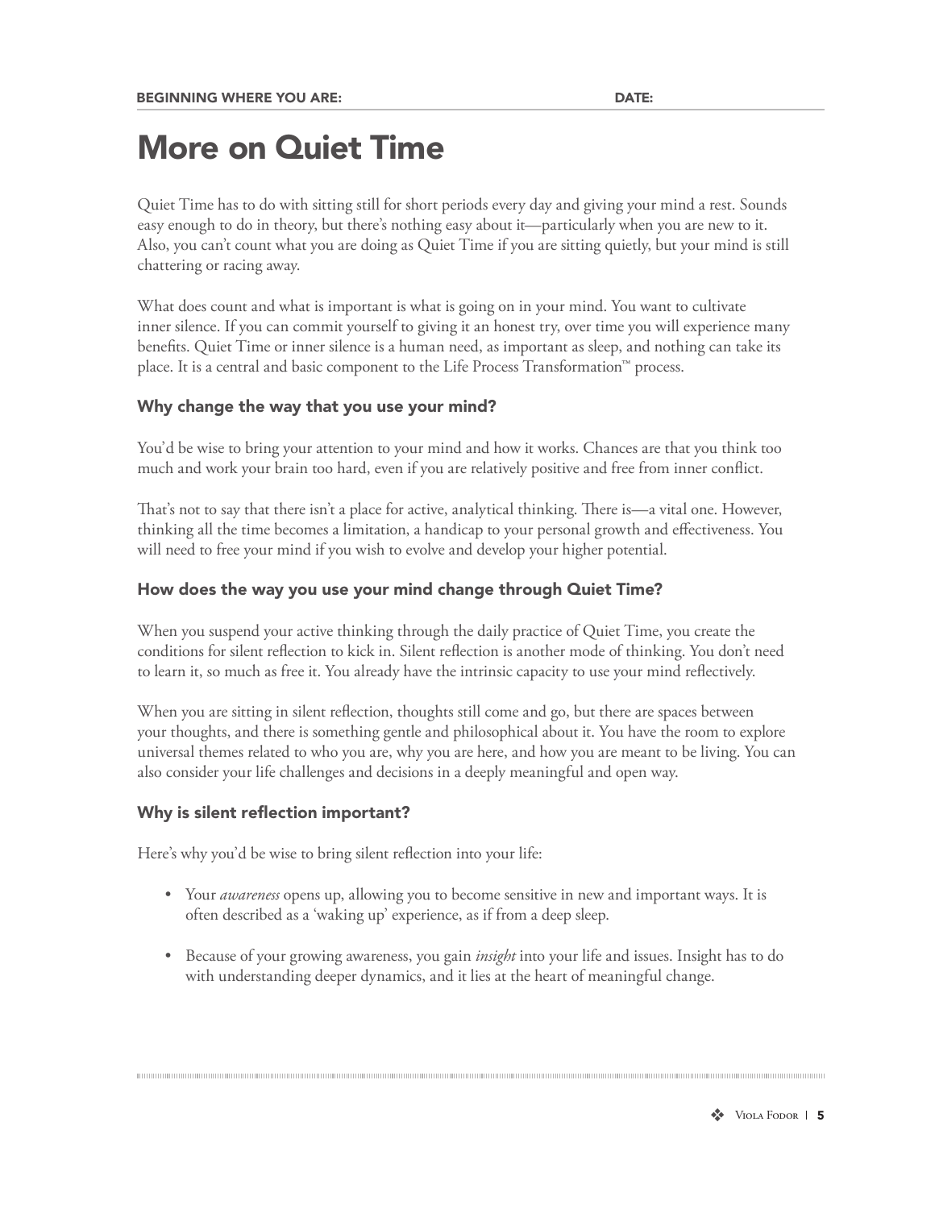BEGINNING WHERE YOU ARE: DATE:

# More on Quiet Time

Quiet Time has to do with sitting still for short periods every day and giving your mind a rest. Sounds easy enough to do in theory, but there's nothing easy about it—particularly when you are new to it. Also, you can't count what you are doing as Quiet Time if you are sitting quietly, but your mind is still chattering or racing away.

What does count and what is important is what is going on in your mind. You want to cultivate inner silence. If you can commit yourself to giving it an honest try, over time you will experience many benefits. Quiet Time or inner silence is a human need, as important as sleep, and nothing can take its place. It is a central and basic component to the Life Process Transformation™ process.

### Why change the way that you use your mind?

You'd be wise to bring your attention to your mind and how it works. Chances are that you think too much and work your brain too hard, even if you are relatively positive and free from inner conflict.

That's not to say that there isn't a place for active, analytical thinking. There is—a vital one. However, thinking all the time becomes a limitation, a handicap to your personal growth and effectiveness. You will need to free your mind if you wish to evolve and develop your higher potential.

### How does the way you use your mind change through Quiet Time?

When you suspend your active thinking through the daily practice of Quiet Time, you create the conditions for silent reflection to kick in. Silent reflection is another mode of thinking. You don't need to learn it, so much as free it. You already have the intrinsic capacity to use your mind reflectively.

When you are sitting in silent reflection, thoughts still come and go, but there are spaces between your thoughts, and there is something gentle and philosophical about it. You have the room to explore universal themes related to who you are, why you are here, and how you are meant to be living. You can also consider your life challenges and decisions in a deeply meaningful and open way.

### Why is silent reflection important?

Here's why you'd be wise to bring silent reflection into your life:

- Your *awareness* opens up, allowing you to become sensitive in new and important ways. It is often described as a 'waking up' experience, as if from a deep sleep.
- Because of your growing awareness, you gain *insight* into your life and issues. Insight has to do with understanding deeper dynamics, and it lies at the heart of meaningful change.